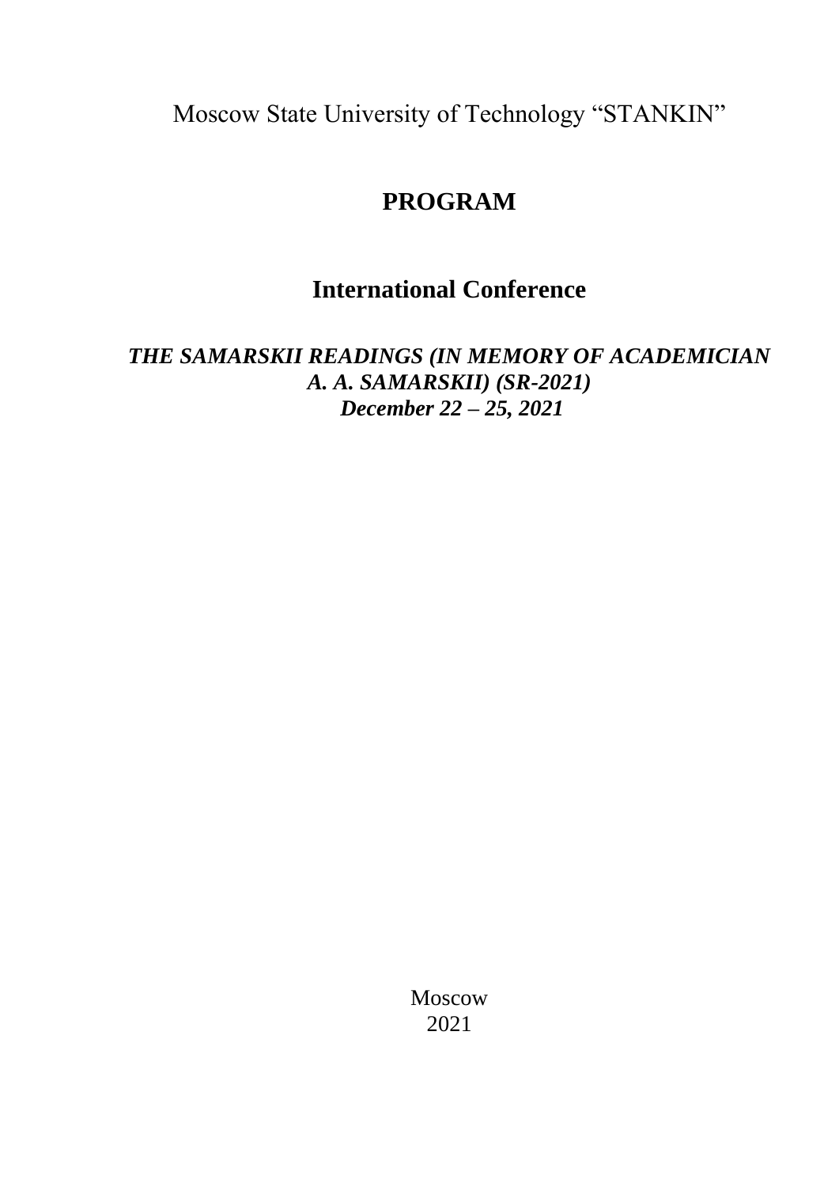Moscow State University of Technology “STANKIN”

# PROGRAM

## International Conference

***THE SAMARSKII READINGS (IN MEMORY OF ACADEMICIAN A. A. SAMARSKII) (SR-2021)***
***December 22 – 25, 2021***

Moscow
2021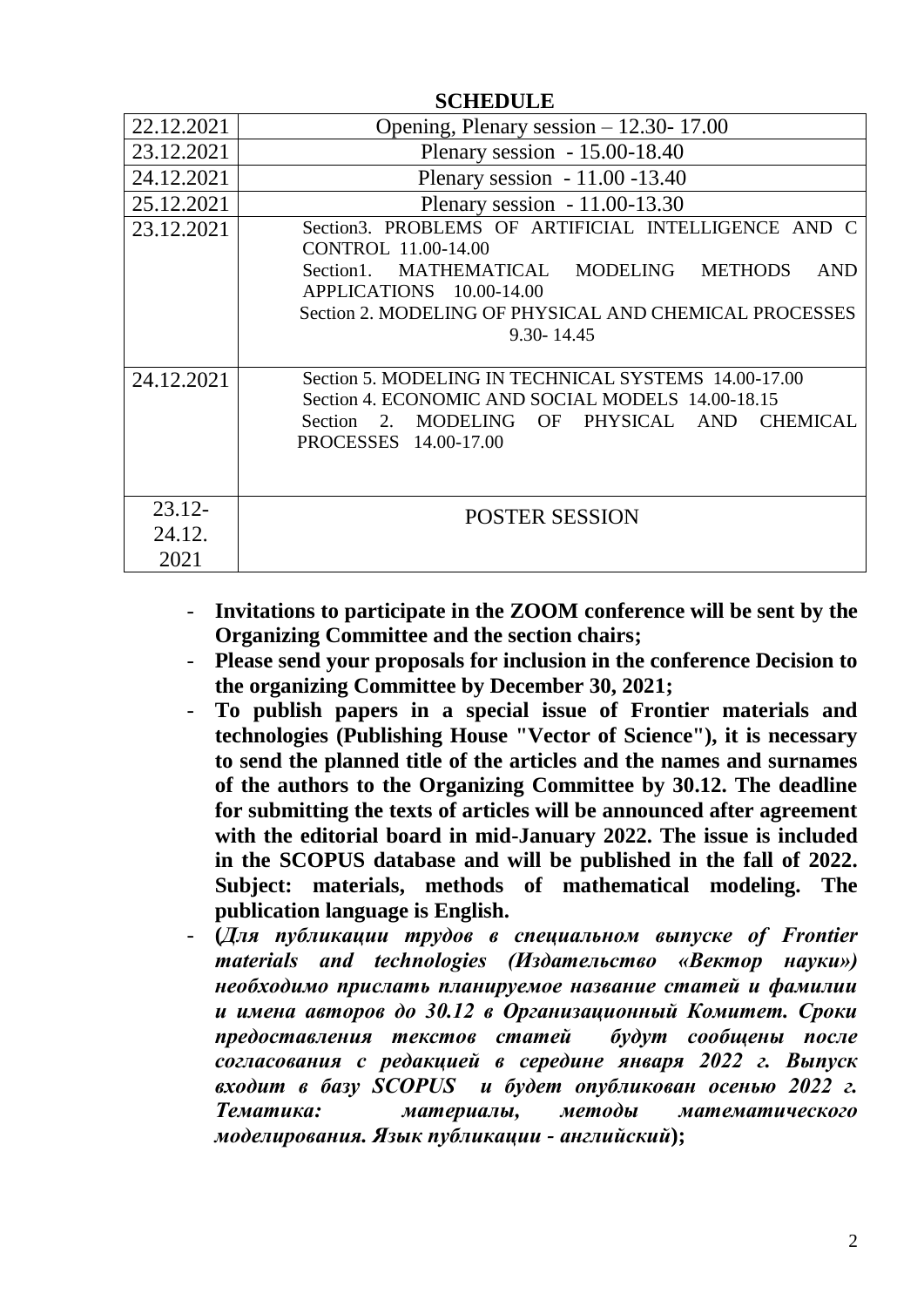## SCHEDULE

| | |
|---|---|
| 22.12.2021 | Opening, Plenary session – 12.30- 17.00 |
| 23.12.2021 | Plenary session - 15.00-18.40 |
| 24.12.2021 | Plenary session - 11.00 -13.40 |
| 25.12.2021 | Plenary session - 11.00-13.30 |
| 23.12.2021 | Section3. PROBLEMS OF ARTIFICIAL INTELLIGENCE AND C CONTROL 11.00-14.00<br>Section1. MATHEMATICAL MODELING METHODS AND APPLICATIONS 10.00-14.00<br>Section 2. MODELING OF PHYSICAL AND CHEMICAL PROCESSES 9.30- 14.45 |
| 24.12.2021 | Section 5. MODELING IN TECHNICAL SYSTEMS 14.00-17.00<br>Section 4. ECONOMIC AND SOCIAL MODELS 14.00-18.15<br>Section 2. MODELING OF PHYSICAL AND CHEMICAL PROCESSES 14.00-17.00 |
| 23.12-24.12.2021 | POSTER SESSION |

- **Invitations to participate in the ZOOM conference will be sent by the Organizing Committee and the section chairs;**
- **Please send your proposals for inclusion in the conference Decision to the organizing Committee by December 30, 2021;**
- **To publish papers in a special issue of Frontier materials and technologies (Publishing House "Vector of Science"), it is necessary to send the planned title of the articles and the names and surnames of the authors to the Organizing Committee by 30.12. The deadline for submitting the texts of articles will be announced after agreement with the editorial board in mid-January 2022. The issue is included in the SCOPUS database and will be published in the fall of 2022. Subject: materials, methods of mathematical modeling. The publication language is English.**
- **(*Для публикации трудов в специальном выпуске of Frontier materials and technologies (Издательство «Вектор науки») необходимо прислать планируемое название статей и фамилии и имена авторов до 30.12 в Организационный Комитет. Сроки предоставления текстов статей будут сообщены после согласования с редакцией в середине января 2022 г. Выпуск входит в базу SCOPUS и будет опубликован осенью 2022 г. Тематика: материалы, методы математического моделирования. Язык публикации - английский*);**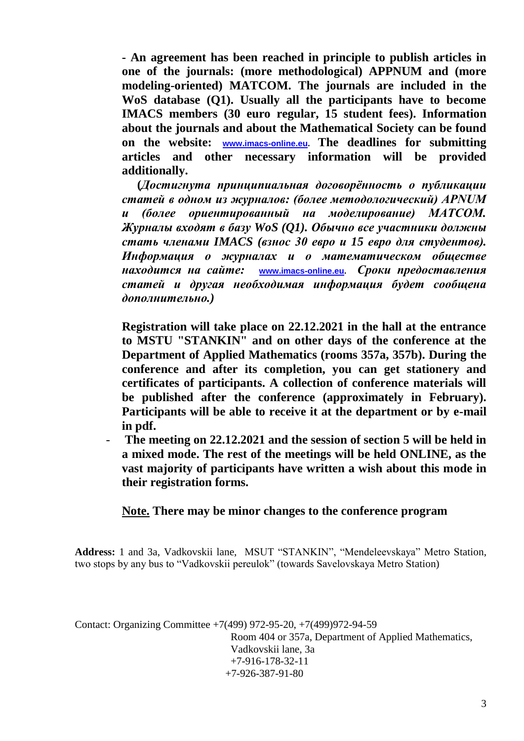**- An agreement has been reached in principle to publish articles in one of the journals: (more methodological) APPNUM and (more modeling-oriented) MATCOM. The journals are included in the WoS database (Q1). Usually all the participants have to become IMACS members (30 euro regular, 15 student fees). Information about the journals and about the Mathematical Society can be found on the website: [www.imacs-online.eu](http://www.imacs-online.eu). The deadlines for submitting articles and other necessary information will be provided additionally.**

***(Достигнута принципиальная договорённость о публикации статей в одном из журналов: (более методологический) APNUM и (более ориентированный на моделирование) MATCOM. Журналы входят в базу WoS (Q1). Обычно все участники должны стать членами IMACS (взнос 30 евро и 15 евро для студентов). Информация о журналах и о математическом обществе находится на сайте: [www.imacs-online.eu](http://www.imacs-online.eu). Сроки предоставления статей и другая необходимая информация будет сообщена дополнительно.)***

**Registration will take place on 22.12.2021 in the hall at the entrance to MSTU "STANKIN" and on other days of the conference at the Department of Applied Mathematics (rooms 357a, 357b). During the conference and after its completion, you can get stationery and certificates of participants. A collection of conference materials will be published after the conference (approximately in February). Participants will be able to receive it at the department or by e-mail in pdf.**

- **The meeting on 22.12.2021 and the session of section 5 will be held in a mixed mode. The rest of the meetings will be held ONLINE, as the vast majority of participants have written a wish about this mode in their registration forms.**

**<u>Note.</u> There may be minor changes to the conference program**

**Address:** 1 and 3a, Vadkovskii lane, MSUT "STANKIN", "Mendeleevskaya" Metro Station, two stops by any bus to "Vadkovskii pereulok" (towards Savelovskaya Metro Station)

Contact: Organizing Committee +7(499) 972-95-20, +7(499)972-94-59
Room 404 or 357a, Department of Applied Mathematics,
Vadkovskii lane, 3a
+7-916-178-32-11
+7-926-387-91-80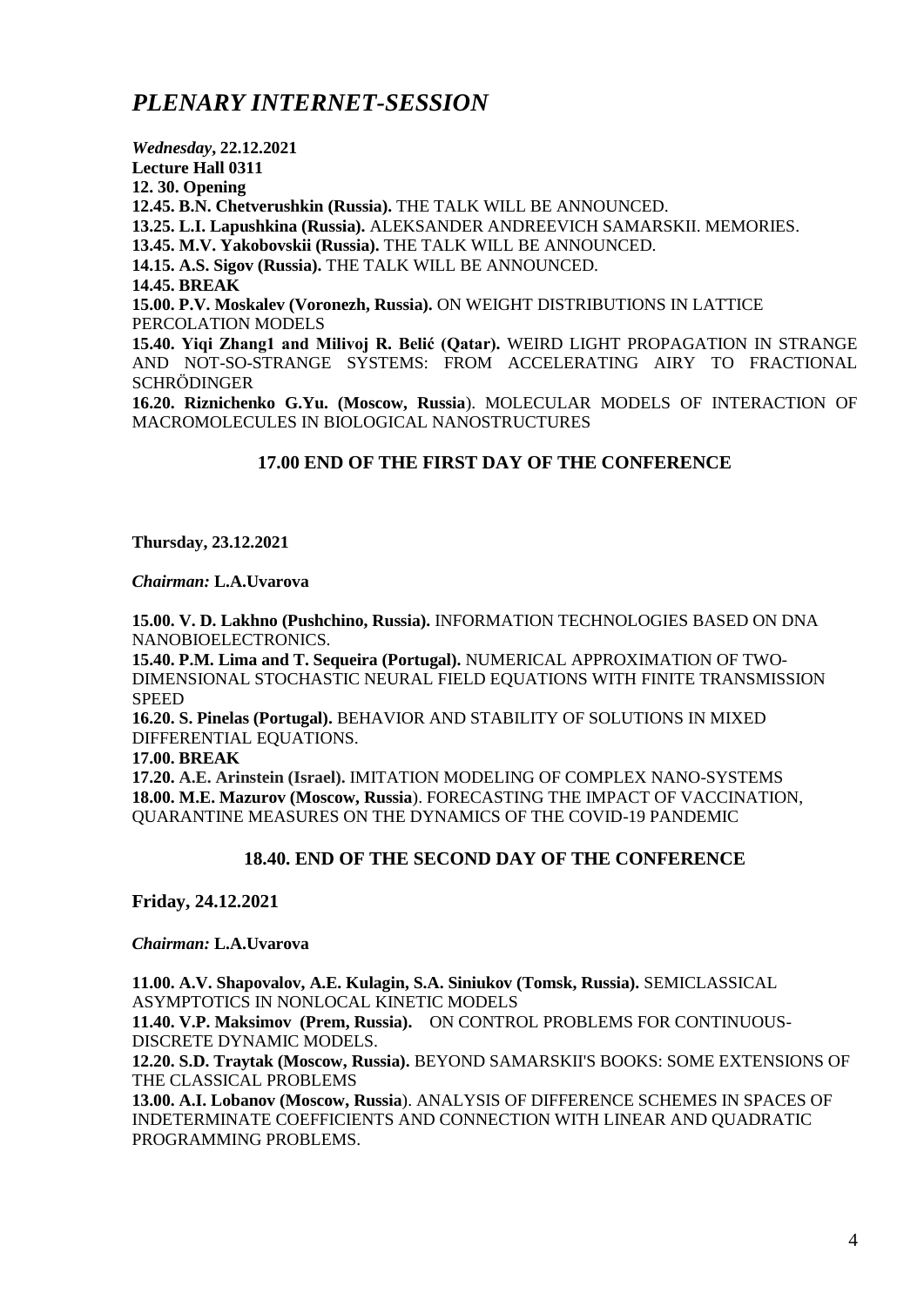# *PLENARY INTERNET-SESSION*

***Wednesday*, 22.12.2021**
**Lecture Hall 0311**
**12. 30. Opening**
**12.45. B.N. Chetverushkin (Russia).** THE TALK WILL BE ANNOUNCED.
**13.25. L.I. Lapushkina (Russia).** ALEKSANDER ANDREEVICH SAMARSKII. MEMORIES.
**13.45. M.V. Yakobovskii (Russia).** THE TALK WILL BE ANNOUNCED.
**14.15. A.S. Sigov (Russia).** THE TALK WILL BE ANNOUNCED.
**14.45. BREAK**
**15.00. P.V. Moskalev (Voronezh, Russia).** ON WEIGHT DISTRIBUTIONS IN LATTICE PERCOLATION MODELS
**15.40. Yiqi Zhang1 and Milivoj R. Belić (Qatar).** WEIRD LIGHT PROPAGATION IN STRANGE AND NOT-SO-STRANGE SYSTEMS: FROM ACCELERATING AIRY TO FRACTIONAL SCHRÖDINGER
**16.20. Riznichenko G.Yu. (Moscow, Russia**). MOLECULAR MODELS OF INTERACTION OF MACROMOLECULES IN BIOLOGICAL NANOSTRUCTURES

**17.00 END OF THE FIRST DAY OF THE CONFERENCE**

**Thursday, 23.12.2021**

***Chairman:* L.A.Uvarova**

**15.00. V. D. Lakhno (Pushchino, Russia).** INFORMATION TECHNOLOGIES BASED ON DNA NANOBIOELECTRONICS.
**15.40. P.M. Lima and T. Sequeira (Portugal).** NUMERICAL APPROXIMATION OF TWO-DIMENSIONAL STOCHASTIC NEURAL FIELD EQUATIONS WITH FINITE TRANSMISSION SPEED
**16.20. S. Pinelas (Portugal).** BEHAVIOR AND STABILITY OF SOLUTIONS IN MIXED DIFFERENTIAL EQUATIONS.
**17.00. BREAK**
**17.20. A.E. Arinstein (Israel).** IMITATION MODELING OF COMPLEX NANO-SYSTEMS
**18.00. M.E. Mazurov (Moscow, Russia**). FORECASTING THE IMPACT OF VACCINATION, QUARANTINE MEASURES ON THE DYNAMICS OF THE COVID-19 PANDEMIC

**18.40. END OF THE SECOND DAY OF THE CONFERENCE**

**Friday, 24.12.2021**

***Chairman:* L.A.Uvarova**

**11.00. A.V. Shapovalov, A.E. Kulagin, S.A. Siniukov (Tomsk, Russia).** SEMICLASSICAL ASYMPTOTICS IN NONLOCAL KINETIC MODELS
**11.40. V.P. Maksimov (Prem, Russia).** ON CONTROL PROBLEMS FOR CONTINUOUS-DISCRETE DYNAMIC MODELS.
**12.20. S.D. Traytak (Moscow, Russia).** BEYOND SAMARSKII'S BOOKS: SOME EXTENSIONS OF THE CLASSICAL PROBLEMS
**13.00. A.I. Lobanov (Moscow, Russia**). ANALYSIS OF DIFFERENCE SCHEMES IN SPACES OF INDETERMINATE COEFFICIENTS AND CONNECTION WITH LINEAR AND QUADRATIC PROGRAMMING PROBLEMS.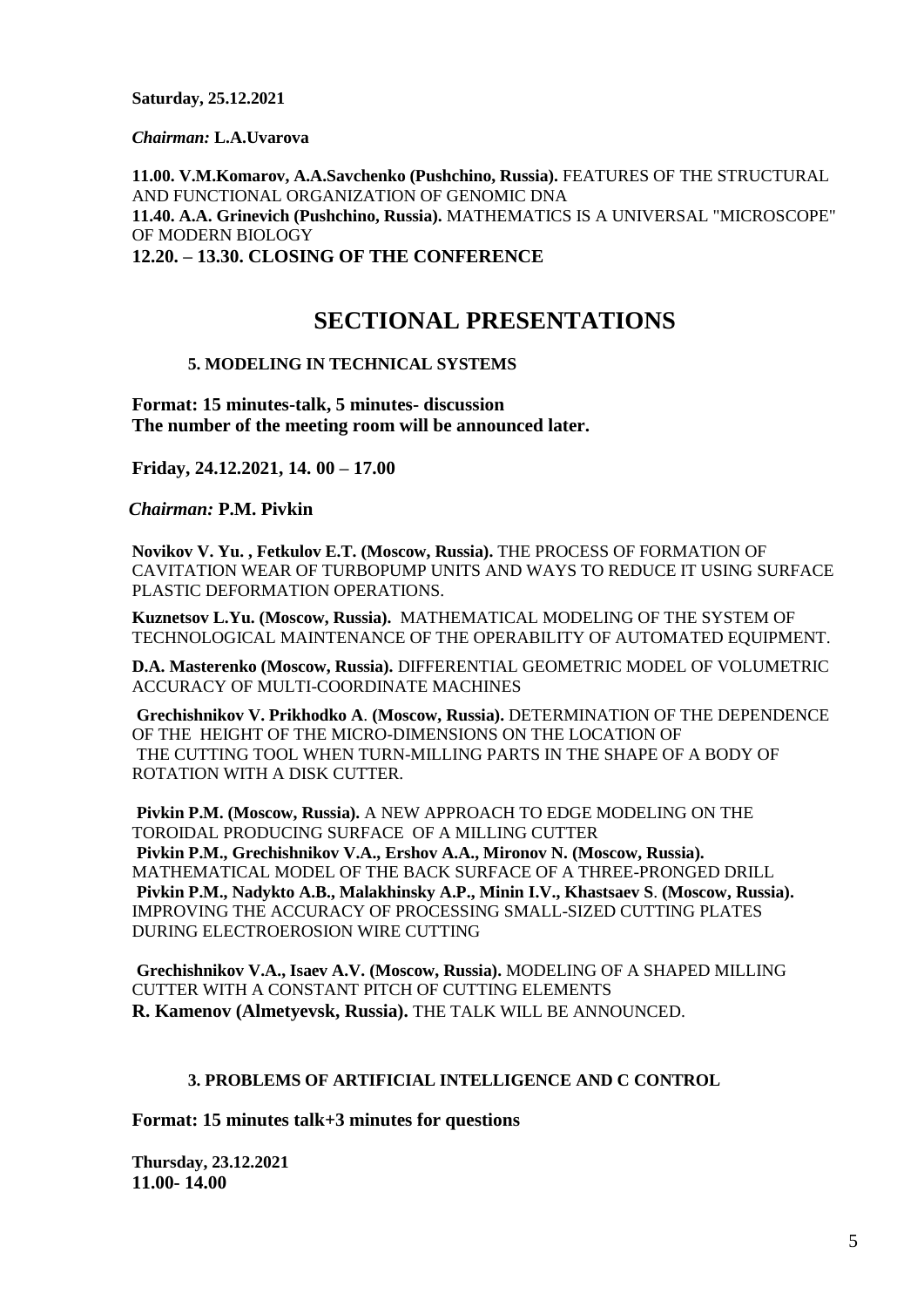**Saturday, 25.12.2021**

***Chairman:*** **L.A.Uvarova**

**11.00. V.M.Komarov, A.A.Savchenko (Pushchino, Russia).** FEATURES OF THE STRUCTURAL AND FUNCTIONAL ORGANIZATION OF GENOMIC DNA
**11.40. A.A. Grinevich (Pushchino, Russia).** MATHEMATICS IS A UNIVERSAL "MICROSCOPE" OF MODERN BIOLOGY
**12.20. – 13.30. CLOSING OF THE CONFERENCE**

# SECTIONAL PRESENTATIONS

### 5. MODELING IN TECHNICAL SYSTEMS

**Format: 15 minutes-talk, 5 minutes- discussion**
**The number of the meeting room will be announced later.**

**Friday, 24.12.2021, 14. 00 – 17.00**

***Chairman:*** **P.M. Pivkin**

**Novikov V. Yu. , Fetkulov E.T. (Moscow, Russia).** THE PROCESS OF FORMATION OF CAVITATION WEAR OF TURBOPUMP UNITS AND WAYS TO REDUCE IT USING SURFACE PLASTIC DEFORMATION OPERATIONS.

**Kuznetsov L.Yu. (Moscow, Russia).** MATHEMATICAL MODELING OF THE SYSTEM OF TECHNOLOGICAL MAINTENANCE OF THE OPERABILITY OF AUTOMATED EQUIPMENT.

**D.A. Masterenko (Moscow, Russia).** DIFFERENTIAL GEOMETRIC MODEL OF VOLUMETRIC ACCURACY OF MULTI-COORDINATE MACHINES

**Grechishnikov V. Prikhodko A. (Moscow, Russia).** DETERMINATION OF THE DEPENDENCE OF THE HEIGHT OF THE MICRO-DIMENSIONS ON THE LOCATION OF THE CUTTING TOOL WHEN TURN-MILLING PARTS IN THE SHAPE OF A BODY OF ROTATION WITH A DISK CUTTER.

**Pivkin P.M. (Moscow, Russia).** A NEW APPROACH TO EDGE MODELING ON THE TOROIDAL PRODUCING SURFACE OF A MILLING CUTTER
**Pivkin P.M., Grechishnikov V.A., Ershov A.A., Mironov N. (Moscow, Russia).** MATHEMATICAL MODEL OF THE BACK SURFACE OF A THREE-PRONGED DRILL
**Pivkin P.M., Nadykto A.B., Malakhinsky A.P., Minin I.V., Khastsaev S. (Moscow, Russia).** IMPROVING THE ACCURACY OF PROCESSING SMALL-SIZED CUTTING PLATES DURING ELECTROEROSION WIRE CUTTING

**Grechishnikov V.A., Isaev A.V. (Moscow, Russia).** MODELING OF A SHAPED MILLING CUTTER WITH A CONSTANT PITCH OF CUTTING ELEMENTS
**R. Kamenov (Almetyevsk, Russia).** THE TALK WILL BE ANNOUNCED.

### 3. PROBLEMS OF ARTIFICIAL INTELLIGENCE AND C CONTROL

**Format: 15 minutes talk+3 minutes for questions**

**Thursday, 23.12.2021**
**11.00- 14.00**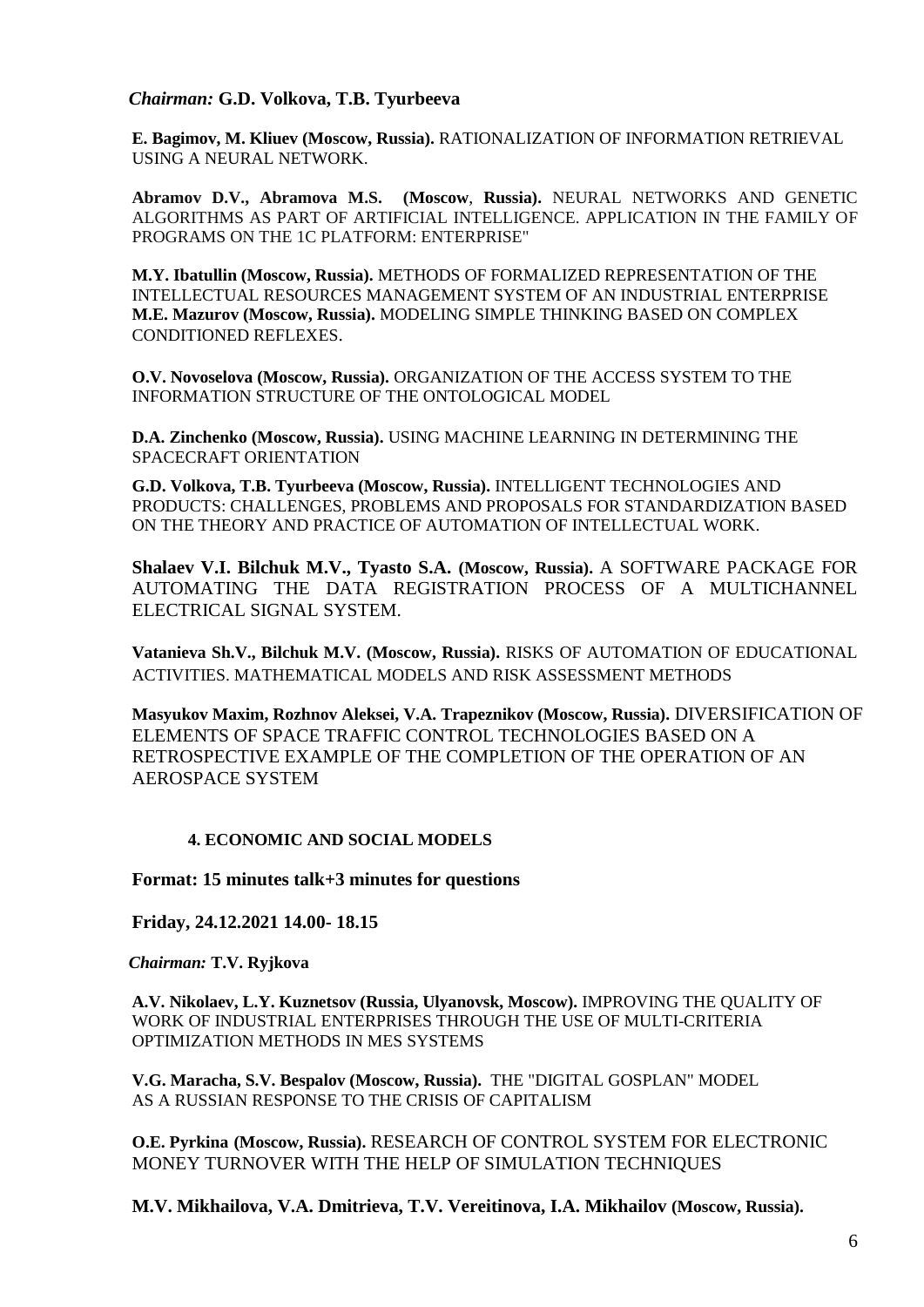*Chairman:* **G.D. Volkova, T.B. Tyurbeeva**

**E. Bagimov, M. Kliuev (Moscow, Russia).** RATIONALIZATION OF INFORMATION RETRIEVAL USING A NEURAL NETWORK.

**Abramov D.V., Abramova M.S. (Moscow, Russia).** NEURAL NETWORKS AND GENETIC ALGORITHMS AS PART OF ARTIFICIAL INTELLIGENCE. APPLICATION IN THE FAMILY OF PROGRAMS ON THE 1C PLATFORM: ENTERPRISE"

**M.Y. Ibatullin (Moscow, Russia).** METHODS OF FORMALIZED REPRESENTATION OF THE INTELLECTUAL RESOURCES MANAGEMENT SYSTEM OF AN INDUSTRIAL ENTERPRISE
**M.E. Mazurov (Moscow, Russia).** MODELING SIMPLE THINKING BASED ON COMPLEX CONDITIONED REFLEXES.

**O.V. Novoselova (Moscow, Russia).** ORGANIZATION OF THE ACCESS SYSTEM TO THE INFORMATION STRUCTURE OF THE ONTOLOGICAL MODEL

**D.A. Zinchenko (Moscow, Russia).** USING MACHINE LEARNING IN DETERMINING THE SPACECRAFT ORIENTATION

**G.D. Volkova, T.B. Tyurbeeva (Moscow, Russia).** INTELLIGENT TECHNOLOGIES AND PRODUCTS: CHALLENGES, PROBLEMS AND PROPOSALS FOR STANDARDIZATION BASED ON THE THEORY AND PRACTICE OF AUTOMATION OF INTELLECTUAL WORK.

**Shalaev V.I. Bilchuk M.V., Tyasto S.A. (Moscow, Russia).** A SOFTWARE PACKAGE FOR AUTOMATING THE DATA REGISTRATION PROCESS OF A MULTICHANNEL ELECTRICAL SIGNAL SYSTEM.

**Vatanieva Sh.V., Bilchuk M.V. (Moscow, Russia).** RISKS OF AUTOMATION OF EDUCATIONAL ACTIVITIES. MATHEMATICAL MODELS AND RISK ASSESSMENT METHODS

**Masyukov Maxim, Rozhnov Aleksei, V.A. Trapeznikov (Moscow, Russia).** DIVERSIFICATION OF ELEMENTS OF SPACE TRAFFIC CONTROL TECHNOLOGIES BASED ON A RETROSPECTIVE EXAMPLE OF THE COMPLETION OF THE OPERATION OF AN AEROSPACE SYSTEM

## 4. ECONOMIC AND SOCIAL MODELS

**Format: 15 minutes talk+3 minutes for questions**

**Friday, 24.12.2021 14.00- 18.15**

*Chairman:* **T.V. Ryjkova**

**A.V. Nikolaev, L.Y. Kuznetsov (Russia, Ulyanovsk, Moscow).** IMPROVING THE QUALITY OF WORK OF INDUSTRIAL ENTERPRISES THROUGH THE USE OF MULTI-CRITERIA OPTIMIZATION METHODS IN MES SYSTEMS

**V.G. Maracha, S.V. Bespalov (Moscow, Russia).** THE "DIGITAL GOSPLAN" MODEL AS A RUSSIAN RESPONSE TO THE CRISIS OF CAPITALISM

**O.E. Pyrkina (Moscow, Russia).** RESEARCH OF CONTROL SYSTEM FOR ELECTRONIC MONEY TURNOVER WITH THE HELP OF SIMULATION TECHNIQUES

**M.V. Mikhailova, V.A. Dmitrieva, T.V. Vereitinova, I.A. Mikhailov (Moscow, Russia).**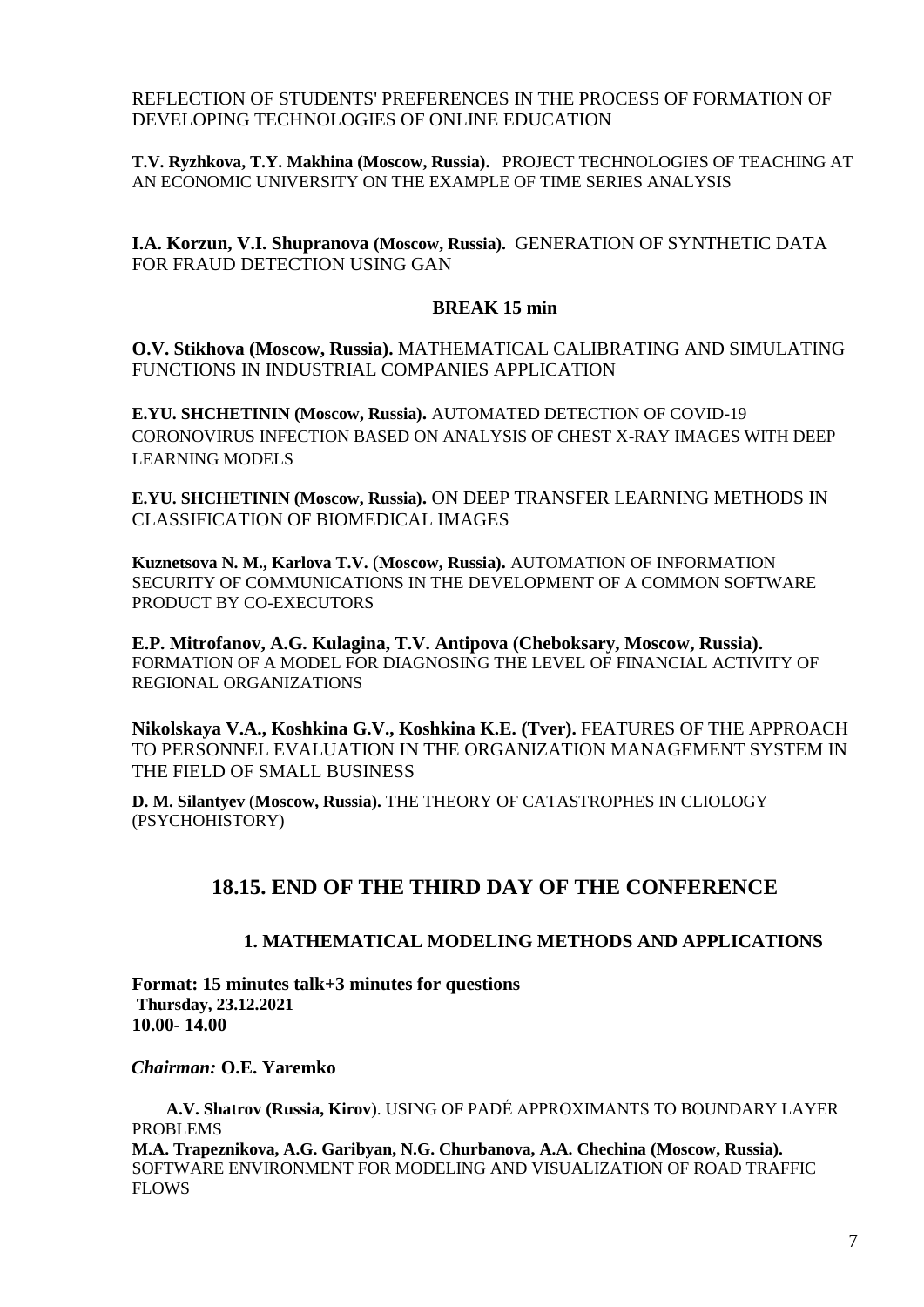REFLECTION OF STUDENTS' PREFERENCES IN THE PROCESS OF FORMATION OF DEVELOPING TECHNOLOGIES OF ONLINE EDUCATION

**T.V. Ryzhkova, T.Y. Makhina (Moscow, Russia).** PROJECT TECHNOLOGIES OF TEACHING AT AN ECONOMIC UNIVERSITY ON THE EXAMPLE OF TIME SERIES ANALYSIS

**I.A. Korzun, V.I. Shupranova (Moscow, Russia).** GENERATION OF SYNTHETIC DATA FOR FRAUD DETECTION USING GAN

**BREAK 15 min**

**O.V. Stikhova (Moscow, Russia).** MATHEMATICAL CALIBRATING AND SIMULATING FUNCTIONS IN INDUSTRIAL COMPANIES APPLICATION

**E.YU. SHCHETININ (Moscow, Russia).** AUTOMATED DETECTION OF COVID-19 CORONOVIRUS INFECTION BASED ON ANALYSIS OF CHEST X-RAY IMAGES WITH DEEP LEARNING MODELS

**E.YU. SHCHETININ (Moscow, Russia).** ON DEEP TRANSFER LEARNING METHODS IN CLASSIFICATION OF BIOMEDICAL IMAGES

**Kuznetsova N. M., Karlova T.V.** (**Moscow, Russia).** AUTOMATION OF INFORMATION SECURITY OF COMMUNICATIONS IN THE DEVELOPMENT OF A COMMON SOFTWARE PRODUCT BY CO-EXECUTORS

**E.P. Mitrofanov, A.G. Kulagina, T.V. Antipova (Cheboksary, Moscow, Russia).** FORMATION OF A MODEL FOR DIAGNOSING THE LEVEL OF FINANCIAL ACTIVITY OF REGIONAL ORGANIZATIONS

**Nikolskaya V.A., Koshkina G.V., Koshkina K.E. (Tver).** FEATURES OF THE APPROACH TO PERSONNEL EVALUATION IN THE ORGANIZATION MANAGEMENT SYSTEM IN THE FIELD OF SMALL BUSINESS

**D. M. Silantyev** (**Moscow, Russia).** THE THEORY OF CATASTROPHES IN CLIOLOGY (PSYCHOHISTORY)

## 18.15. END OF THE THIRD DAY OF THE CONFERENCE

### 1. MATHEMATICAL MODELING METHODS AND APPLICATIONS

**Format: 15 minutes talk+3 minutes for questions**
**Thursday, 23.12.2021**
**10.00- 14.00**

*Chairman:* **O.E. Yaremko**

**A.V. Shatrov (Russia, Kirov**). USING OF PADÉ APPROXIMANTS TO BOUNDARY LAYER PROBLEMS

**M.A. Trapeznikova, A.G. Garibyan, N.G. Churbanova, A.A. Chechina (Moscow, Russia).** SOFTWARE ENVIRONMENT FOR MODELING AND VISUALIZATION OF ROAD TRAFFIC FLOWS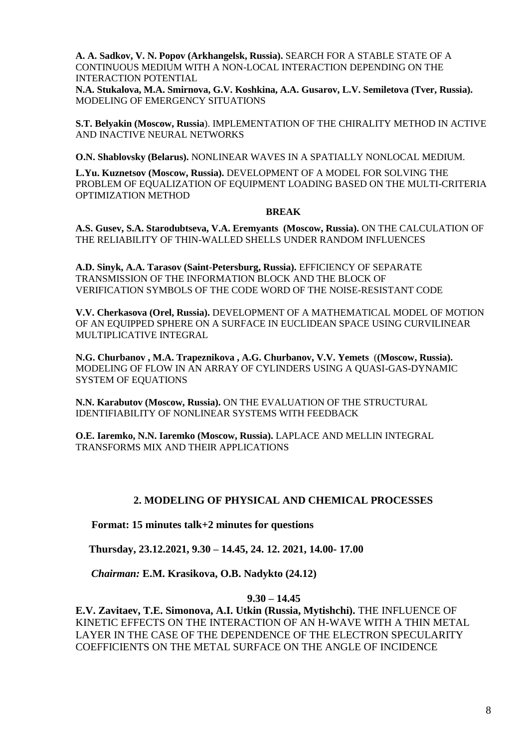**A. A. Sadkov, V. N. Popov (Arkhangelsk, Russia).** SEARCH FOR A STABLE STATE OF A CONTINUOUS MEDIUM WITH A NON-LOCAL INTERACTION DEPENDING ON THE INTERACTION POTENTIAL

**N.A. Stukalova, M.A. Smirnova, G.V. Koshkina, A.A. Gusarov, L.V. Semiletova (Tver, Russia).** MODELING OF EMERGENCY SITUATIONS

**S.T. Belyakin (Moscow, Russia**). IMPLEMENTATION OF THE CHIRALITY METHOD IN ACTIVE AND INACTIVE NEURAL NETWORKS

**O.N. Shablovsky (Belarus).** NONLINEAR WAVES IN A SPATIALLY NONLOCAL MEDIUM.

**L.Yu. Kuznetsov (Moscow, Russia).** DEVELOPMENT OF A MODEL FOR SOLVING THE PROBLEM OF EQUALIZATION OF EQUIPMENT LOADING BASED ON THE MULTI-CRITERIA OPTIMIZATION METHOD

**BREAK**

**A.S. Gusev, S.A. Starodubtseva, V.A. Eremyants (Moscow, Russia).** ON THE CALCULATION OF THE RELIABILITY OF THIN-WALLED SHELLS UNDER RANDOM INFLUENCES

**A.D. Sinyk, A.A. Tarasov (Saint-Petersburg, Russia).** EFFICIENCY OF SEPARATE TRANSMISSION OF THE INFORMATION BLOCK AND THE BLOCK OF VERIFICATION SYMBOLS OF THE CODE WORD OF THE NOISE-RESISTANT CODE

**V.V. Cherkasova (Orel, Russia).** DEVELOPMENT OF A MATHEMATICAL MODEL OF MOTION OF AN EQUIPPED SPHERE ON A SURFACE IN EUCLIDEAN SPACE USING CURVILINEAR MULTIPLICATIVE INTEGRAL

**N.G. Churbanov , M.A. Trapeznikova , A.G. Churbanov, V.V. Yemets ((Moscow, Russia).** MODELING OF FLOW IN AN ARRAY OF CYLINDERS USING A QUASI-GAS-DYNAMIC SYSTEM OF EQUATIONS

**N.N. Karabutov (Moscow, Russia).** ON THE EVALUATION OF THE STRUCTURAL IDENTIFIABILITY OF NONLINEAR SYSTEMS WITH FEEDBACK

**O.E. Iaremko, N.N. Iaremko (Moscow, Russia).** LAPLACE AND MELLIN INTEGRAL TRANSFORMS MIX AND THEIR APPLICATIONS

## 2. MODELING OF PHYSICAL AND CHEMICAL PROCESSES

**Format: 15 minutes talk+2 minutes for questions**

**Thursday, 23.12.2021, 9.30 – 14.45, 24. 12. 2021, 14.00- 17.00**

*Chairman:* **E.M. Krasikova, O.B. Nadykto (24.12)**

**9.30 – 14.45**

**E.V. Zavitaev, T.E. Simonova, A.I. Utkin (Russia, Mytishchi).** THE INFLUENCE OF KINETIC EFFECTS ON THE INTERACTION OF AN H-WAVE WITH A THIN METAL LAYER IN THE CASE OF THE DEPENDENCE OF THE ELECTRON SPECULARITY COEFFICIENTS ON THE METAL SURFACE ON THE ANGLE OF INCIDENCE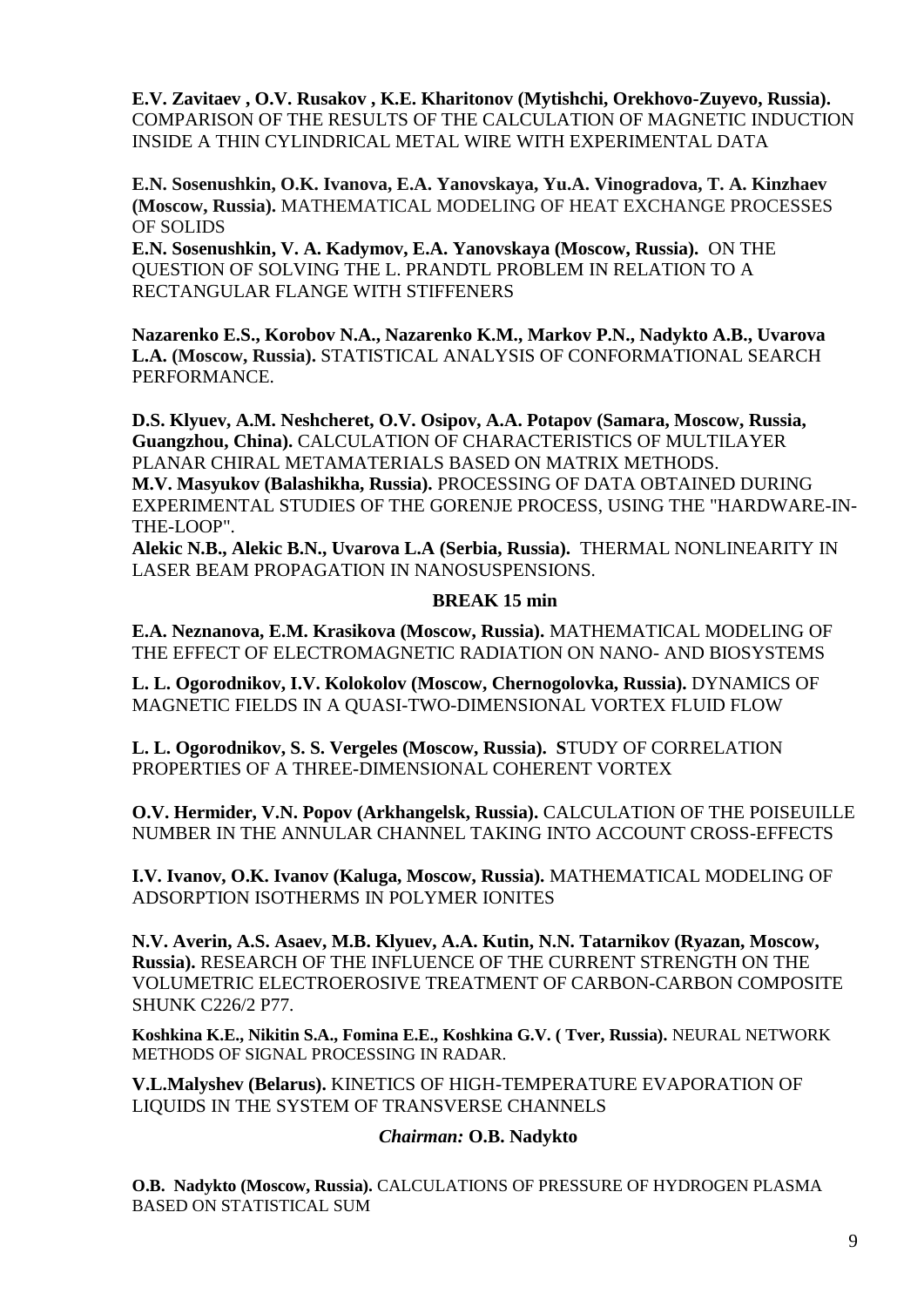**E.V. Zavitaev , O.V. Rusakov , K.E. Kharitonov (Mytishchi, Orekhovo-Zuyevo, Russia).** COMPARISON OF THE RESULTS OF THE CALCULATION OF MAGNETIC INDUCTION INSIDE A THIN CYLINDRICAL METAL WIRE WITH EXPERIMENTAL DATA

**E.N. Sosenushkin, O.K. Ivanova, E.A. Yanovskaya, Yu.A. Vinogradova, T. A. Kinzhaev (Moscow, Russia).** MATHEMATICAL MODELING OF HEAT EXCHANGE PROCESSES OF SOLIDS

**E.N. Sosenushkin, V. A. Kadymov, E.A. Yanovskaya (Moscow, Russia).** ON THE QUESTION OF SOLVING THE L. PRANDTL PROBLEM IN RELATION TO A RECTANGULAR FLANGE WITH STIFFENERS

**Nazarenko E.S., Korobov N.A., Nazarenko K.M., Markov P.N., Nadykto A.B., Uvarova L.A. (Moscow, Russia).** STATISTICAL ANALYSIS OF CONFORMATIONAL SEARCH PERFORMANCE.

**D.S. Klyuev, A.M. Neshcheret, O.V. Osipov, A.A. Potapov (Samara, Moscow, Russia, Guangzhou, China).** CALCULATION OF CHARACTERISTICS OF MULTILAYER PLANAR CHIRAL METAMATERIALS BASED ON MATRIX METHODS.

**M.V. Masyukov (Balashikha, Russia).** PROCESSING OF DATA OBTAINED DURING EXPERIMENTAL STUDIES OF THE GORENJE PROCESS, USING THE "HARDWARE-IN-THE-LOOP".

**Alekic N.B., Alekic B.N., Uvarova L.A (Serbia, Russia).** THERMAL NONLINEARITY IN LASER BEAM PROPAGATION IN NANOSUSPENSIONS.

**BREAK 15 min**

**E.A. Neznanova, E.M. Krasikova (Moscow, Russia).** MATHEMATICAL MODELING OF THE EFFECT OF ELECTROMAGNETIC RADIATION ON NANO- AND BIOSYSTEMS

**L. L. Ogorodnikov, I.V. Kolokolov (Moscow, Chernogolovka, Russia).** DYNAMICS OF MAGNETIC FIELDS IN A QUASI-TWO-DIMENSIONAL VORTEX FLUID FLOW

**L. L. Ogorodnikov, S. S. Vergeles (Moscow, Russia). S**TUDY OF CORRELATION PROPERTIES OF A THREE-DIMENSIONAL COHERENT VORTEX

**O.V. Hermider, V.N. Popov (Arkhangelsk, Russia).** CALCULATION OF THE POISEUILLE NUMBER IN THE ANNULAR CHANNEL TAKING INTO ACCOUNT CROSS-EFFECTS

**I.V. Ivanov, O.K. Ivanov (Kaluga, Moscow, Russia).** MATHEMATICAL MODELING OF ADSORPTION ISOTHERMS IN POLYMER IONITES

**N.V. Averin, A.S. Asaev, M.B. Klyuev, A.A. Kutin, N.N. Tatarnikov (Ryazan, Moscow, Russia).** RESEARCH OF THE INFLUENCE OF THE CURRENT STRENGTH ON THE VOLUMETRIC ELECTROEROSIVE TREATMENT OF CARBON-CARBON COMPOSITE SHUNK C226/2 P77.

**Koshkina K.E., Nikitin S.A., Fomina E.E., Koshkina G.V. ( Tver, Russia).** NEURAL NETWORK METHODS OF SIGNAL PROCESSING IN RADAR.

**V.L.Malyshev (Belarus).** KINETICS OF HIGH-TEMPERATURE EVAPORATION OF LIQUIDS IN THE SYSTEM OF TRANSVERSE CHANNELS

*Chairman:* **O.B. Nadykto**

**O.B. Nadykto (Moscow, Russia).** CALCULATIONS OF PRESSURE OF HYDROGEN PLASMA BASED ON STATISTICAL SUM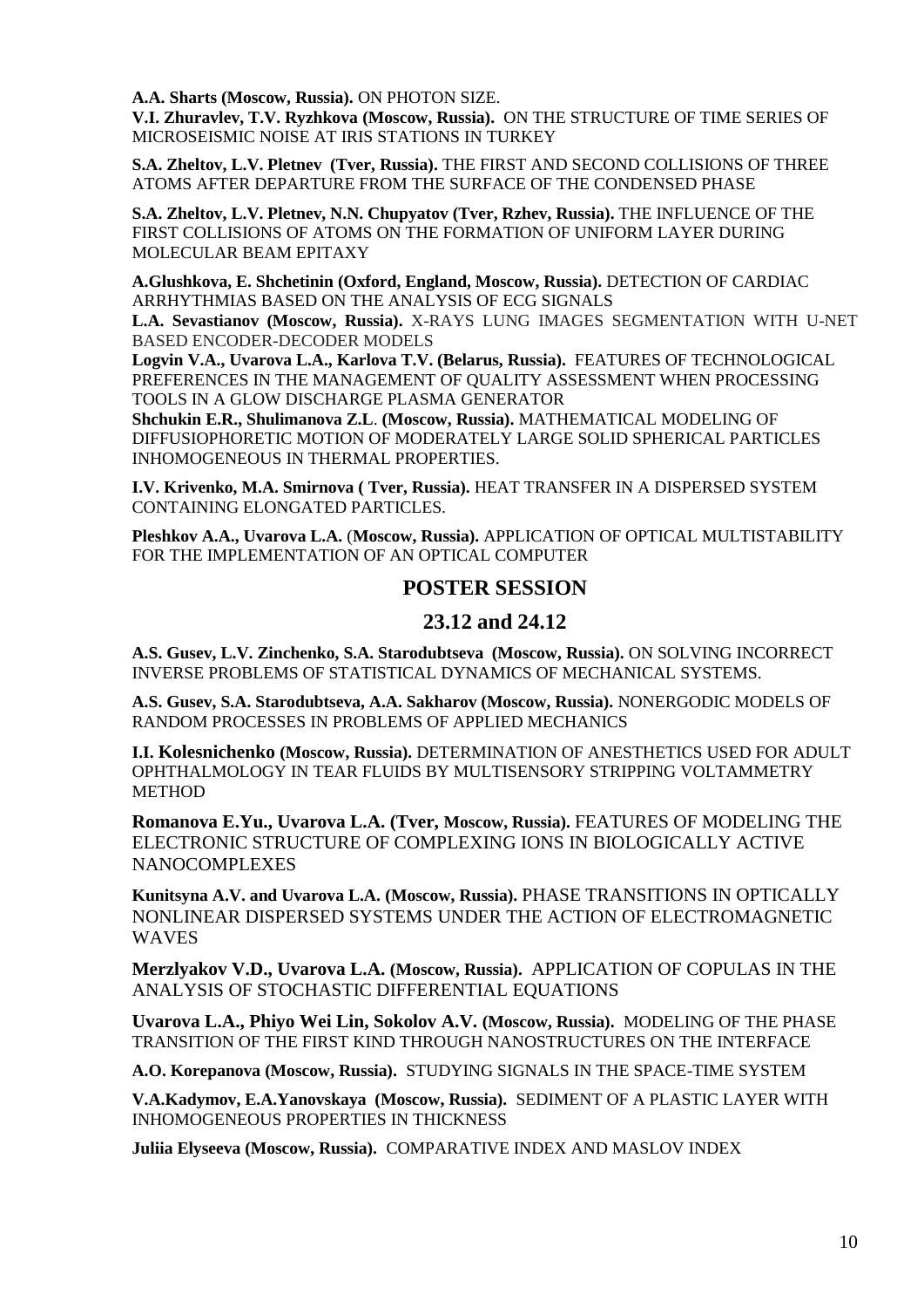**A.A. Sharts (Moscow, Russia).** ON PHOTON SIZE.

**V.I. Zhuravlev, T.V. Ryzhkova (Moscow, Russia).** ON THE STRUCTURE OF TIME SERIES OF MICROSEISMIC NOISE AT IRIS STATIONS IN TURKEY

**S.A. Zheltov, L.V. Pletnev (Tver, Russia).** THE FIRST AND SECOND COLLISIONS OF THREE ATOMS AFTER DEPARTURE FROM THE SURFACE OF THE CONDENSED PHASE

**S.A. Zheltov, L.V. Pletnev, N.N. Chupyatov (Tver, Rzhev, Russia).** THE INFLUENCE OF THE FIRST COLLISIONS OF ATOMS ON THE FORMATION OF UNIFORM LAYER DURING MOLECULAR BEAM EPITAXY

**A.Glushkova, E. Shchetinin (Oxford, England, Moscow, Russia).** DETECTION OF CARDIAC ARRHYTHMIAS BASED ON THE ANALYSIS OF ECG SIGNALS

**L.A. Sevastianov (Moscow, Russia).** X-RAYS LUNG IMAGES SEGMENTATION WITH U-NET BASED ENCODER-DECODER MODELS

**Logvin V.A., Uvarova L.A., Karlova T.V. (Belarus, Russia).** FEATURES OF TECHNOLOGICAL PREFERENCES IN THE MANAGEMENT OF QUALITY ASSESSMENT WHEN PROCESSING TOOLS IN A GLOW DISCHARGE PLASMA GENERATOR

**Shchukin E.R., Shulimanova Z.L. (Moscow, Russia).** MATHEMATICAL MODELING OF DIFFUSIOPHORETIC MOTION OF MODERATELY LARGE SOLID SPHERICAL PARTICLES INHOMOGENEOUS IN THERMAL PROPERTIES.

**I.V. Krivenko, M.A. Smirnova ( Tver, Russia).** HEAT TRANSFER IN A DISPERSED SYSTEM CONTAINING ELONGATED PARTICLES.

**Pleshkov A.A., Uvarova L.A. (Moscow, Russia).** APPLICATION OF OPTICAL MULTISTABILITY FOR THE IMPLEMENTATION OF AN OPTICAL COMPUTER

## POSTER SESSION

## 23.12 and 24.12

**A.S. Gusev, L.V. Zinchenko, S.A. Starodubtseva (Moscow, Russia).** ON SOLVING INCORRECT INVERSE PROBLEMS OF STATISTICAL DYNAMICS OF MECHANICAL SYSTEMS.

**A.S. Gusev, S.A. Starodubtseva, A.A. Sakharov (Moscow, Russia).** NONERGODIC MODELS OF RANDOM PROCESSES IN PROBLEMS OF APPLIED MECHANICS

**I.I. Kolesnichenko (Moscow, Russia).** DETERMINATION OF ANESTHETICS USED FOR ADULT OPHTHALMOLOGY IN TEAR FLUIDS BY MULTISENSORY STRIPPING VOLTAMMETRY METHOD

**Romanova E.Yu., Uvarova L.A. (Tver, Moscow, Russia).** FEATURES OF MODELING THE ELECTRONIC STRUCTURE OF COMPLEXING IONS IN BIOLOGICALLY ACTIVE NANOCOMPLEXES

**Kunitsyna A.V. and Uvarova L.A. (Moscow, Russia).** PHASE TRANSITIONS IN OPTICALLY NONLINEAR DISPERSED SYSTEMS UNDER THE ACTION OF ELECTROMAGNETIC WAVES

**Merzlyakov V.D., Uvarova L.A. (Moscow, Russia).** APPLICATION OF COPULAS IN THE ANALYSIS OF STOCHASTIC DIFFERENTIAL EQUATIONS

**Uvarova L.A., Phiyo Wei Lin, Sokolov A.V. (Moscow, Russia).** MODELING OF THE PHASE TRANSITION OF THE FIRST KIND THROUGH NANOSTRUCTURES ON THE INTERFACE

**A.O. Korepanova (Moscow, Russia).** STUDYING SIGNALS IN THE SPACE-TIME SYSTEM

**V.A.Kadymov, E.A.Yanovskaya (Moscow, Russia).** SEDIMENT OF A PLASTIC LAYER WITH INHOMOGENEOUS PROPERTIES IN THICKNESS

**Juliia Elyseeva (Moscow, Russia).** COMPARATIVE INDEX AND MASLOV INDEX